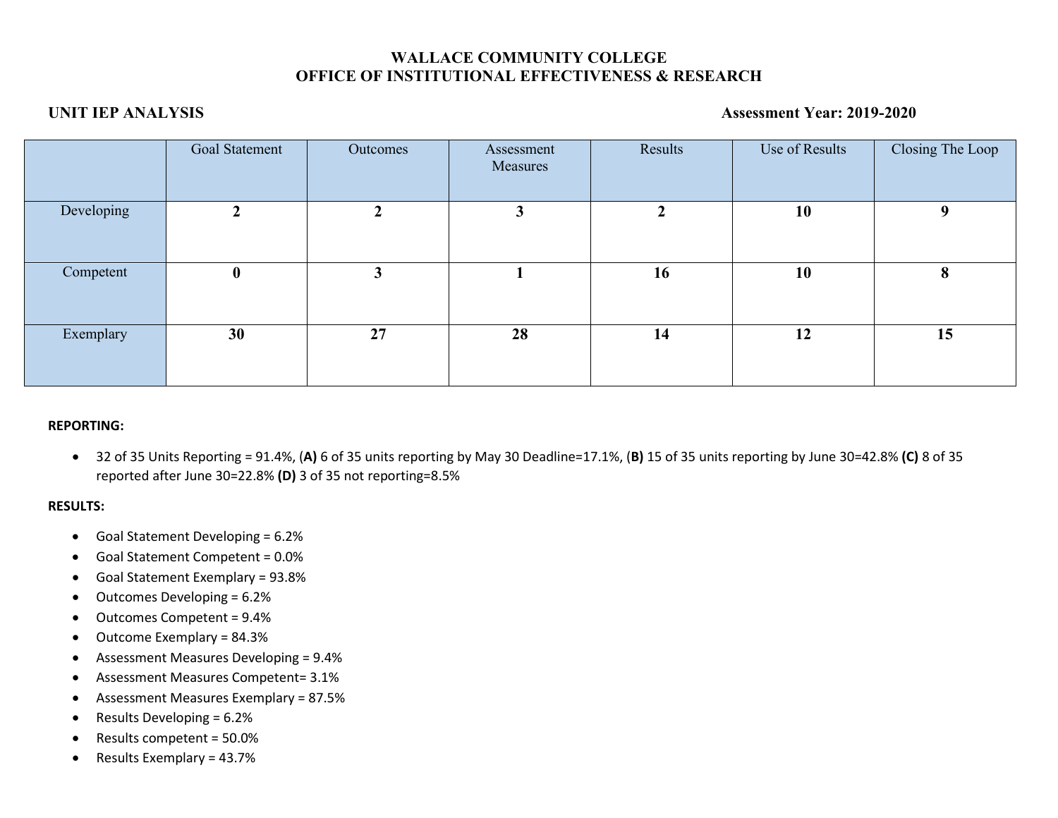# WALLACE COMMUNITY COLLEGE
## OFFICE OF INSTITUTIONAL EFFECTIVENESS & RESEARCH

**UNIT IEP ANALYSIS** **Assessment Year: 2019-2020**

| | Goal Statement | Outcomes | Assessment Measures | Results | Use of Results | Closing The Loop |
|---|---|---|---|---|---|---|
| Developing | **2** | **2** | **3** | **2** | **10** | **9** |
| Competent | **0** | **3** | **1** | **16** | **10** | **8** |
| Exemplary | **30** | **27** | **28** | **14** | **12** | **15** |

**REPORTING:**

- 32 of 35 Units Reporting = 91.4%, (**A**) 6 of 35 units reporting by May 30 Deadline=17.1%, (**B**) 15 of 35 units reporting by June 30=42.8% **(C)** 8 of 35 reported after June 30=22.8% **(D)** 3 of 35 not reporting=8.5%

**RESULTS:**

- Goal Statement Developing = 6.2%
- Goal Statement Competent = 0.0%
- Goal Statement Exemplary = 93.8%
- Outcomes Developing = 6.2%
- Outcomes Competent = 9.4%
- Outcome Exemplary = 84.3%
- Assessment Measures Developing = 9.4%
- Assessment Measures Competent= 3.1%
- Assessment Measures Exemplary = 87.5%
- Results Developing = 6.2%
- Results competent = 50.0%
- Results Exemplary = 43.7%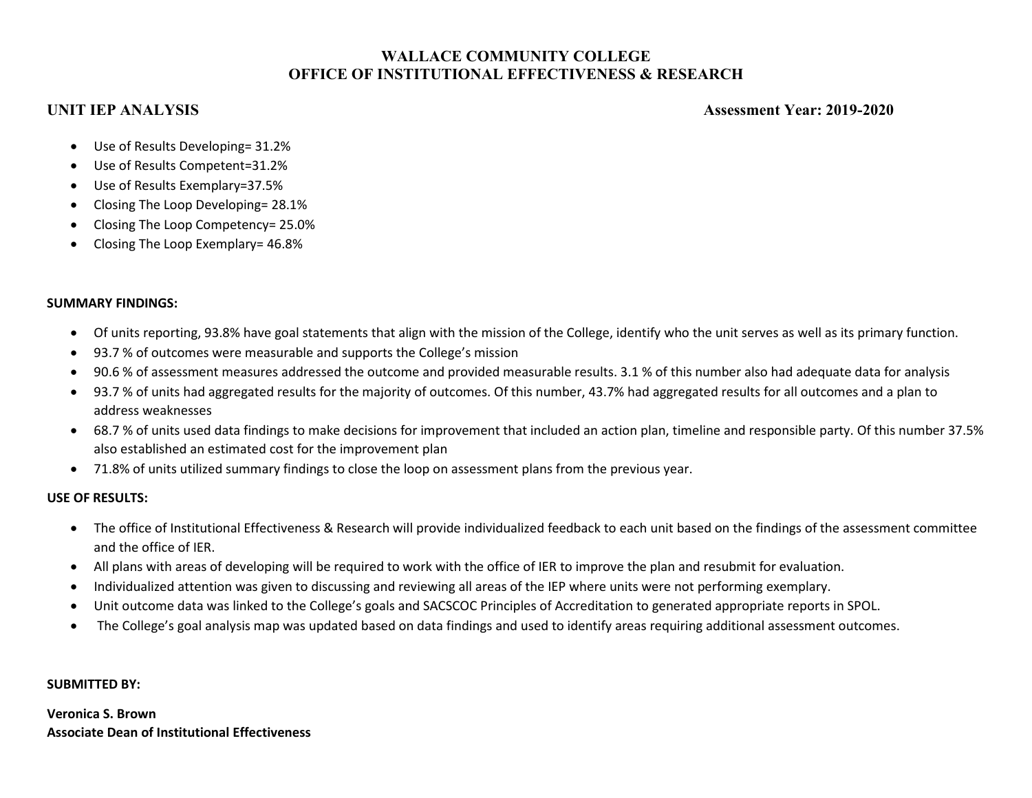# WALLACE COMMUNITY COLLEGE
# OFFICE OF INSTITUTIONAL EFFECTIVENESS & RESEARCH

**UNIT IEP ANALYSIS** **Assessment Year: 2019-2020**

- Use of Results Developing= 31.2%
- Use of Results Competent=31.2%
- Use of Results Exemplary=37.5%
- Closing The Loop Developing= 28.1%
- Closing The Loop Competency= 25.0%
- Closing The Loop Exemplary= 46.8%

**SUMMARY FINDINGS:**

- Of units reporting, 93.8% have goal statements that align with the mission of the College, identify who the unit serves as well as its primary function.
- 93.7 % of outcomes were measurable and supports the College's mission
- 90.6 % of assessment measures addressed the outcome and provided measurable results. 3.1 % of this number also had adequate data for analysis
- 93.7 % of units had aggregated results for the majority of outcomes. Of this number, 43.7% had aggregated results for all outcomes and a plan to address weaknesses
- 68.7 % of units used data findings to make decisions for improvement that included an action plan, timeline and responsible party. Of this number 37.5% also established an estimated cost for the improvement plan
- 71.8% of units utilized summary findings to close the loop on assessment plans from the previous year.

**USE OF RESULTS:**

- The office of Institutional Effectiveness & Research will provide individualized feedback to each unit based on the findings of the assessment committee and the office of IER.
- All plans with areas of developing will be required to work with the office of IER to improve the plan and resubmit for evaluation.
- Individualized attention was given to discussing and reviewing all areas of the IEP where units were not performing exemplary.
- Unit outcome data was linked to the College's goals and SACSCOC Principles of Accreditation to generated appropriate reports in SPOL.
- The College's goal analysis map was updated based on data findings and used to identify areas requiring additional assessment outcomes.

**SUBMITTED BY:**

**Veronica S. Brown**
**Associate Dean of Institutional Effectiveness**